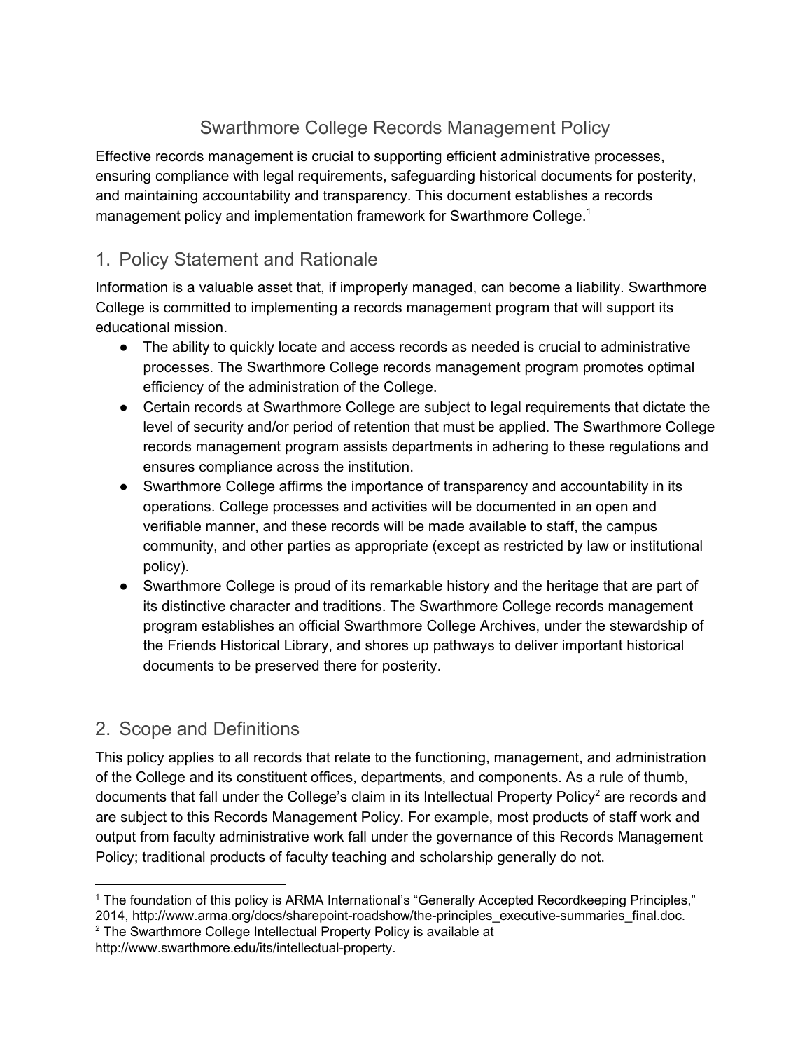# Swarthmore College Records Management Policy

Effective records management is crucial to supporting efficient administrative processes, ensuring compliance with legal requirements, safeguarding historical documents for posterity, and maintaining accountability and transparency. This document establishes a records management policy and implementation framework for Swarthmore College.[1]

## 1. Policy Statement and Rationale

Information is a valuable asset that, if improperly managed, can become a liability. Swarthmore College is committed to implementing a records management program that will support its educational mission.

- The ability to quickly locate and access records as needed is crucial to administrative processes. The Swarthmore College records management program promotes optimal efficiency of the administration of the College.
- Certain records at Swarthmore College are subject to legal requirements that dictate the level of security and/or period of retention that must be applied. The Swarthmore College records management program assists departments in adhering to these regulations and ensures compliance across the institution.
- Swarthmore College affirms the importance of transparency and accountability in its operations. College processes and activities will be documented in an open and verifiable manner, and these records will be made available to staff, the campus community, and other parties as appropriate (except as restricted by law or institutional policy).
- Swarthmore College is proud of its remarkable history and the heritage that are part of its distinctive character and traditions. The Swarthmore College records management program establishes an official Swarthmore College Archives, under the stewardship of the Friends Historical Library, and shores up pathways to deliver important historical documents to be preserved there for posterity.

## 2. Scope and Definitions

This policy applies to all records that relate to the functioning, management, and administration of the College and its constituent offices, departments, and components. As a rule of thumb, documents that fall under the College's claim in its Intellectual Property Policy[2] are records and are subject to this Records Management Policy. For example, most products of staff work and output from faculty administrative work fall under the governance of this Records Management Policy; traditional products of faculty teaching and scholarship generally do not.

---

[1] The foundation of this policy is ARMA International's "Generally Accepted Recordkeeping Principles," 2014, http://www.arma.org/docs/sharepoint-roadshow/the-principles_executive-summaries_final.doc.

[2] The Swarthmore College Intellectual Property Policy is available at http://www.swarthmore.edu/its/intellectual-property.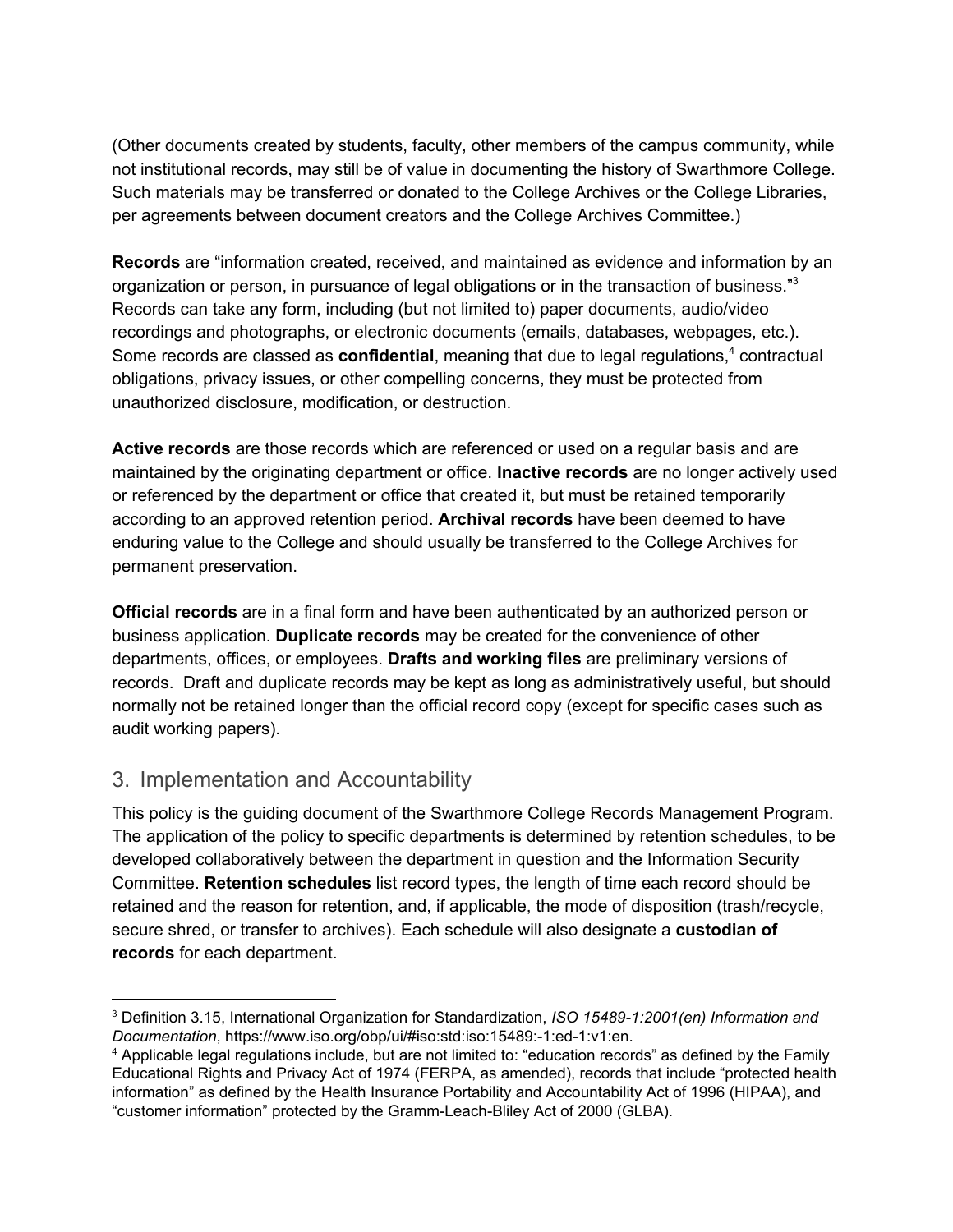(Other documents created by students, faculty, other members of the campus community, while not institutional records, may still be of value in documenting the history of Swarthmore College. Such materials may be transferred or donated to the College Archives or the College Libraries, per agreements between document creators and the College Archives Committee.)

**Records** are "information created, received, and maintained as evidence and information by an organization or person, in pursuance of legal obligations or in the transaction of business."[3] Records can take any form, including (but not limited to) paper documents, audio/video recordings and photographs, or electronic documents (emails, databases, webpages, etc.). Some records are classed as **confidential**, meaning that due to legal regulations,[4] contractual obligations, privacy issues, or other compelling concerns, they must be protected from unauthorized disclosure, modification, or destruction.

**Active records** are those records which are referenced or used on a regular basis and are maintained by the originating department or office. **Inactive records** are no longer actively used or referenced by the department or office that created it, but must be retained temporarily according to an approved retention period. **Archival records** have been deemed to have enduring value to the College and should usually be transferred to the College Archives for permanent preservation.

**Official records** are in a final form and have been authenticated by an authorized person or business application. **Duplicate records** may be created for the convenience of other departments, offices, or employees. **Drafts and working files** are preliminary versions of records. Draft and duplicate records may be kept as long as administratively useful, but should normally not be retained longer than the official record copy (except for specific cases such as audit working papers).

## 3. Implementation and Accountability

This policy is the guiding document of the Swarthmore College Records Management Program. The application of the policy to specific departments is determined by retention schedules, to be developed collaboratively between the department in question and the Information Security Committee. **Retention schedules** list record types, the length of time each record should be retained and the reason for retention, and, if applicable, the mode of disposition (trash/recycle, secure shred, or transfer to archives). Each schedule will also designate a **custodian of records** for each department.

---

[3] Definition 3.15, International Organization for Standardization, *ISO 15489-1:2001(en) Information and Documentation*, https://www.iso.org/obp/ui/#iso:std:iso:15489:-1:ed-1:v1:en.

[4] Applicable legal regulations include, but are not limited to: "education records" as defined by the Family Educational Rights and Privacy Act of 1974 (FERPA, as amended), records that include "protected health information" as defined by the Health Insurance Portability and Accountability Act of 1996 (HIPAA), and "customer information" protected by the Gramm-Leach-Bliley Act of 2000 (GLBA).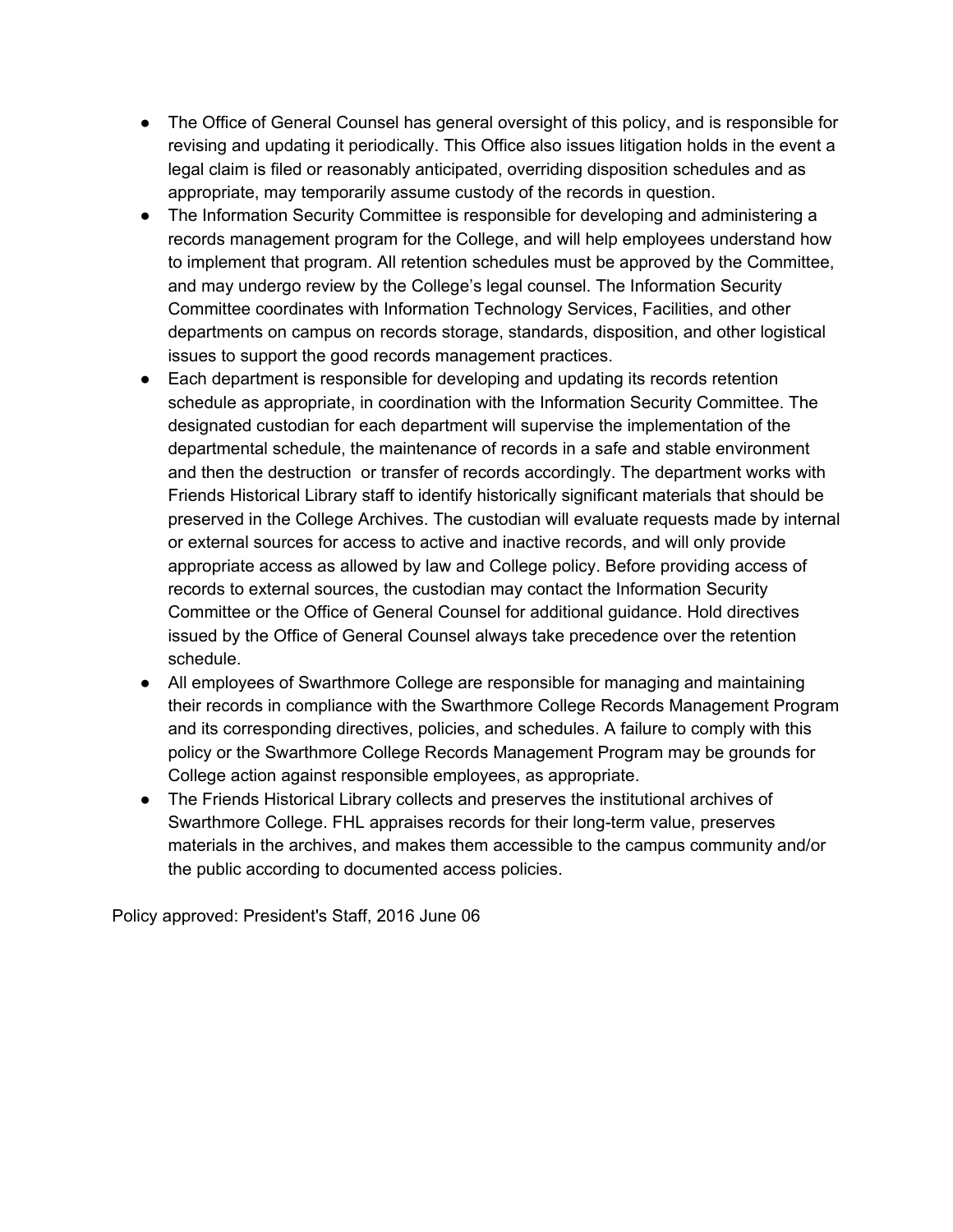- The Office of General Counsel has general oversight of this policy, and is responsible for revising and updating it periodically. This Office also issues litigation holds in the event a legal claim is filed or reasonably anticipated, overriding disposition schedules and as appropriate, may temporarily assume custody of the records in question.
- The Information Security Committee is responsible for developing and administering a records management program for the College, and will help employees understand how to implement that program. All retention schedules must be approved by the Committee, and may undergo review by the College's legal counsel. The Information Security Committee coordinates with Information Technology Services, Facilities, and other departments on campus on records storage, standards, disposition, and other logistical issues to support the good records management practices.
- Each department is responsible for developing and updating its records retention schedule as appropriate, in coordination with the Information Security Committee. The designated custodian for each department will supervise the implementation of the departmental schedule, the maintenance of records in a safe and stable environment and then the destruction or transfer of records accordingly. The department works with Friends Historical Library staff to identify historically significant materials that should be preserved in the College Archives. The custodian will evaluate requests made by internal or external sources for access to active and inactive records, and will only provide appropriate access as allowed by law and College policy. Before providing access of records to external sources, the custodian may contact the Information Security Committee or the Office of General Counsel for additional guidance. Hold directives issued by the Office of General Counsel always take precedence over the retention schedule.
- All employees of Swarthmore College are responsible for managing and maintaining their records in compliance with the Swarthmore College Records Management Program and its corresponding directives, policies, and schedules. A failure to comply with this policy or the Swarthmore College Records Management Program may be grounds for College action against responsible employees, as appropriate.
- The Friends Historical Library collects and preserves the institutional archives of Swarthmore College. FHL appraises records for their long-term value, preserves materials in the archives, and makes them accessible to the campus community and/or the public according to documented access policies.

Policy approved: President's Staff, 2016 June 06